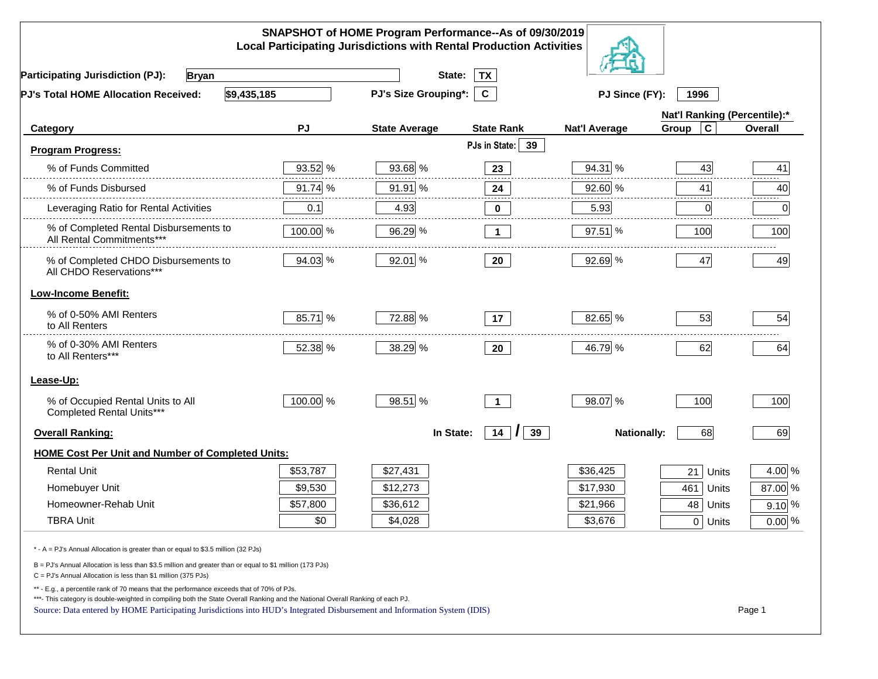# SNAPSHOT of HOME Program Performance--As of 09/30/2019
## Local Participating Jurisdictions with Rental Production Activities

**Participating Jurisdiction (PJ):** Bryan **State:** TX

**PJ's Total HOME Allocation Received:** $9,435,185 **PJ's Size Grouping*:** C **PJ Since (FY):** 1996

| Category | PJ | State Average | State Rank | Nat'l Average | Nat'l Ranking (Percentile):* Group C | Overall |
|---|---|---|---|---|---|---|
| **Program Progress:** | | | PJs in State: 39 | | | |
| % of Funds Committed | 93.52 % | 93.68 % | 23 | 94.31 % | 43 | 41 |
| % of Funds Disbursed | 91.74 % | 91.91 % | 24 | 92.60 % | 41 | 40 |
| Leveraging Ratio for Rental Activities | 0.1 | 4.93 | 0 | 5.93 | 0 | 0 |
| % of Completed Rental Disbursements to All Rental Commitments*** | 100.00 % | 96.29 % | 1 | 97.51 % | 100 | 100 |
| % of Completed CHDO Disbursements to All CHDO Reservations*** | 94.03 % | 92.01 % | 20 | 92.69 % | 47 | 49 |
| **Low-Income Benefit:** | | | | | | |
| % of 0-50% AMI Renters to All Renters | 85.71 % | 72.88 % | 17 | 82.65 % | 53 | 54 |
| % of 0-30% AMI Renters to All Renters*** | 52.38 % | 38.29 % | 20 | 46.79 % | 62 | 64 |
| **Lease-Up:** | | | | | | |
| % of Occupied Rental Units to All Completed Rental Units*** | 100.00 % | 98.51 % | 1 | 98.07 % | 100 | 100 |
| **Overall Ranking:** | | In State: | 14 / 39 | Nationally: | 68 | 69 |
| **HOME Cost Per Unit and Number of Completed Units:** | | | | | | |
| Rental Unit | $53,787 | $27,431 | | $36,425 | 21 Units | 4.00 % |
| Homebuyer Unit | $9,530 | $12,273 | | $17,930 | 461 Units | 87.00 % |
| Homeowner-Rehab Unit | $57,800 | $36,612 | | $21,966 | 48 Units | 9.10 % |
| TBRA Unit | $0 | $4,028 | | $3,676 | 0 Units | 0.00 % |

\* - A = PJ's Annual Allocation is greater than or equal to $3.5 million (32 PJs)

B = PJ's Annual Allocation is less than $3.5 million and greater than or equal to $1 million (173 PJs)

C = PJ's Annual Allocation is less than $1 million (375 PJs)

** - E.g., a percentile rank of 70 means that the performance exceeds that of 70% of PJs.

***- This category is double-weighted in compiling both the State Overall Ranking and the National Overall Ranking of each PJ.

Source: Data entered by HOME Participating Jurisdictions into HUD's Integrated Disbursement and Information System (IDIS)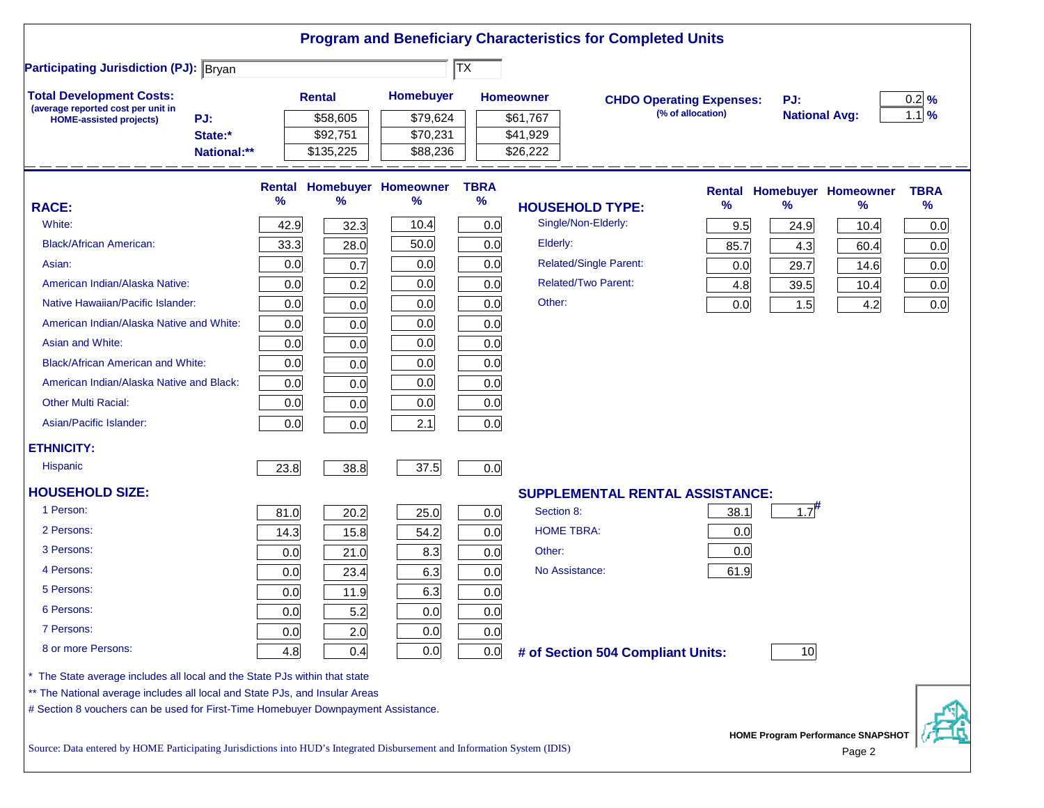# Program and Beneficiary Characteristics for Completed Units

**Participating Jurisdiction (PJ):** Bryan TX

**Total Development Costs:** (average reported cost per unit in HOME-assisted projects)

| | Rental | Homebuyer | Homeowner |
|---|---|---|---|
| PJ: | $58,605 | $79,624 | $61,767 |
| State:* | $92,751 | $70,231 | $41,929 |
| National:** | $135,225 | $88,236 | $26,222 |

**CHDO Operating Expenses:** (% of allocation)

| | |
|---|---|
| PJ: | 0.2 % |
| National Avg: | 1.1 % |

| RACE: | Rental % | Homebuyer % | Homeowner % | TBRA % |
|---|---|---|---|---|
| White: | 42.9 | 32.3 | 10.4 | 0.0 |
| Black/African American: | 33.3 | 28.0 | 50.0 | 0.0 |
| Asian: | 0.0 | 0.7 | 0.0 | 0.0 |
| American Indian/Alaska Native: | 0.0 | 0.2 | 0.0 | 0.0 |
| Native Hawaiian/Pacific Islander: | 0.0 | 0.0 | 0.0 | 0.0 |
| American Indian/Alaska Native and White: | 0.0 | 0.0 | 0.0 | 0.0 |
| Asian and White: | 0.0 | 0.0 | 0.0 | 0.0 |
| Black/African American and White: | 0.0 | 0.0 | 0.0 | 0.0 |
| American Indian/Alaska Native and Black: | 0.0 | 0.0 | 0.0 | 0.0 |
| Other Multi Racial: | 0.0 | 0.0 | 0.0 | 0.0 |
| Asian/Pacific Islander: | 0.0 | 0.0 | 2.1 | 0.0 |
| **ETHNICITY:** | | | | |
| Hispanic | 23.8 | 38.8 | 37.5 | 0.0 |
| **HOUSEHOLD SIZE:** | | | | |
| 1 Person: | 81.0 | 20.2 | 25.0 | 0.0 |
| 2 Persons: | 14.3 | 15.8 | 54.2 | 0.0 |
| 3 Persons: | 0.0 | 21.0 | 8.3 | 0.0 |
| 4 Persons: | 0.0 | 23.4 | 6.3 | 0.0 |
| 5 Persons: | 0.0 | 11.9 | 6.3 | 0.0 |
| 6 Persons: | 0.0 | 5.2 | 0.0 | 0.0 |
| 7 Persons: | 0.0 | 2.0 | 0.0 | 0.0 |
| 8 or more Persons: | 4.8 | 0.4 | 0.0 | 0.0 |

| HOUSEHOLD TYPE: | Rental % | Homebuyer % | Homeowner % | TBRA % |
|---|---|---|---|---|
| Single/Non-Elderly: | 9.5 | 24.9 | 10.4 | 0.0 |
| Elderly: | 85.7 | 4.3 | 60.4 | 0.0 |
| Related/Single Parent: | 0.0 | 29.7 | 14.6 | 0.0 |
| Related/Two Parent: | 4.8 | 39.5 | 10.4 | 0.0 |
| Other: | 0.0 | 1.5 | 4.2 | 0.0 |

| SUPPLEMENTAL RENTAL ASSISTANCE: | Rental | Homebuyer |
|---|---|---|
| Section 8: | 38.1 | 1.7# |
| HOME TBRA: | 0.0 | |
| Other: | 0.0 | |
| No Assistance: | 61.9 | |

**# of Section 504 Compliant Units:** 10

\* The State average includes all local and the State PJs within that state

\*\* The National average includes all local and State PJs, and Insular Areas

\# Section 8 vouchers can be used for First-Time Homebuyer Downpayment Assistance.

Source: Data entered by HOME Participating Jurisdictions into HUD's Integrated Disbursement and Information System (IDIS)

HOME Program Performance SNAPSHOT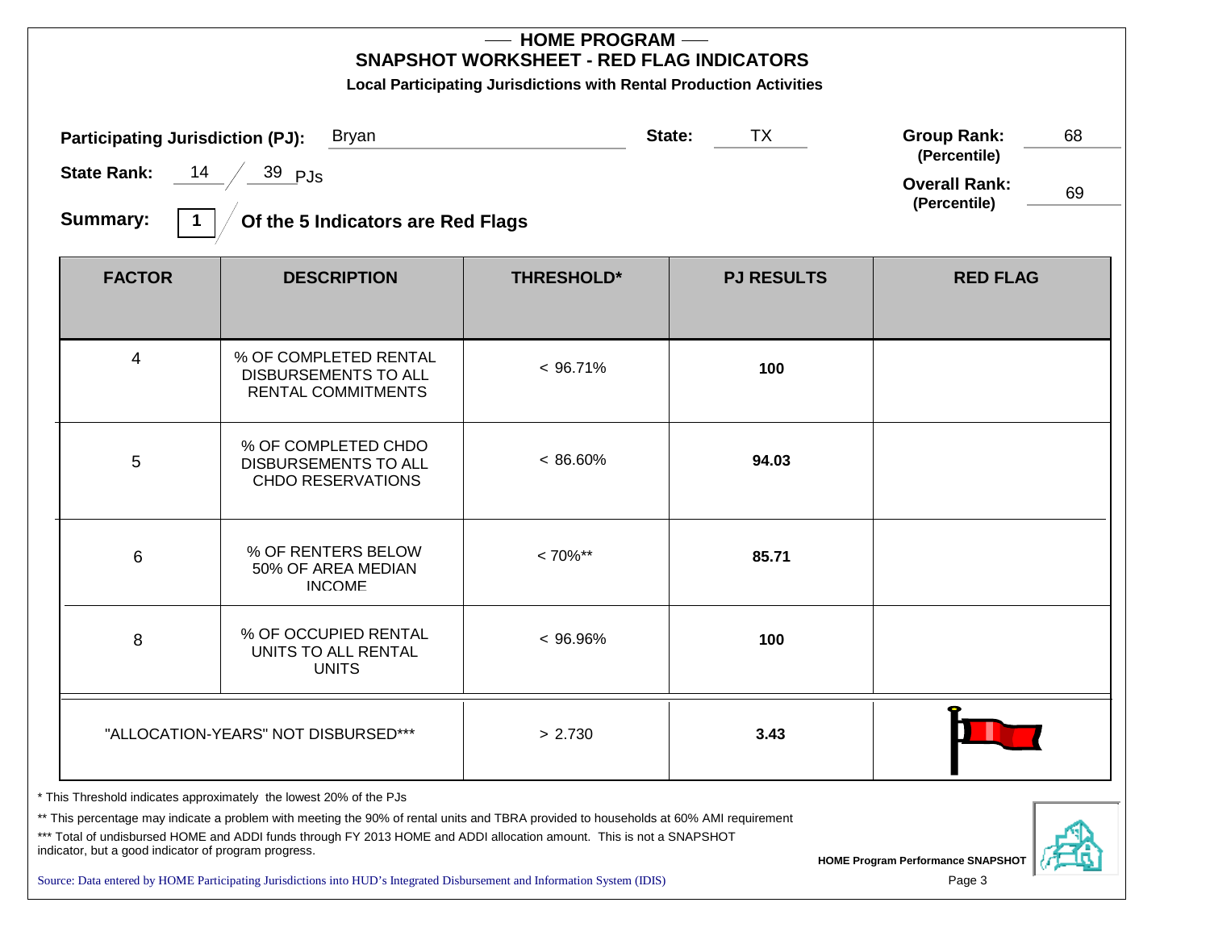# HOME PROGRAM

## SNAPSHOT WORKSHEET - RED FLAG INDICATORS

**Local Participating Jurisdictions with Rental Production Activities**

**Participating Jurisdiction (PJ):** Bryan **State:** TX **Group Rank:** 68 **(Percentile)**

**State Rank:** 14 / 39 PJs **Overall Rank:** 69 **(Percentile)**

**Summary:** 1 / **Of the 5 Indicators are Red Flags**

| FACTOR | DESCRIPTION | THRESHOLD* | PJ RESULTS | RED FLAG |
|---|---|---|---|---|
| 4 | % OF COMPLETED RENTAL DISBURSEMENTS TO ALL RENTAL COMMITMENTS | < 96.71% | **100** | |
| 5 | % OF COMPLETED CHDO DISBURSEMENTS TO ALL CHDO RESERVATIONS | < 86.60% | **94.03** | |
| 6 | % OF RENTERS BELOW 50% OF AREA MEDIAN INCOME | < 70%** | **85.71** | |
| 8 | % OF OCCUPIED RENTAL UNITS TO ALL RENTAL UNITS | < 96.96% | **100** | |
| "ALLOCATION-YEARS" NOT DISBURSED*** | | > 2.730 | **3.43** | Red Flag |

\* This Threshold indicates approximately the lowest 20% of the PJs

** This percentage may indicate a problem with meeting the 90% of rental units and TBRA provided to households at 60% AMI requirement

*** Total of undisbursed HOME and ADDI funds through FY 2013 HOME and ADDI allocation amount. This is not a SNAPSHOT indicator, but a good indicator of program progress.

Source: Data entered by HOME Participating Jurisdictions into HUD's Integrated Disbursement and Information System (IDIS)